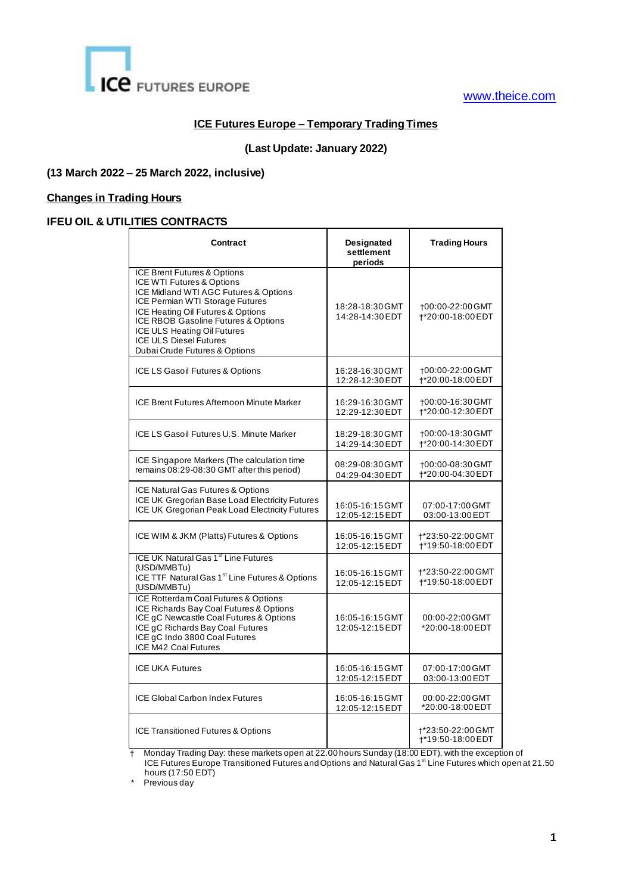www.theice.com

# ICE Futures Europe – Temporary Trading Times

**(Last Update: January 2022)**

**(13 March 2022 – 25 March 2022, inclusive)**

## Changes in Trading Hours

### IFEU OIL & UTILITIES CONTRACTS

| Contract | Designated settlement periods | Trading Hours |
|---|---|---|
| ICE Brent Futures & Options<br>ICE WTI Futures & Options<br>ICE Midland WTI AGC Futures & Options<br>ICE Permian WTI Storage Futures<br>ICE Heating Oil Futures & Options<br>ICE RBOB Gasoline Futures & Options<br>ICE ULS Heating Oil Futures<br>ICE ULS Diesel Futures<br>Dubai Crude Futures & Options | 18:28-18:30 GMT<br>14:28-14:30 EDT | †00:00-22:00 GMT<br>†*20:00-18:00 EDT |
| ICE LS Gasoil Futures & Options | 16:28-16:30 GMT<br>12:28-12:30 EDT | †00:00-22:00 GMT<br>†*20:00-18:00 EDT |
| ICE Brent Futures Afternoon Minute Marker | 16:29-16:30 GMT<br>12:29-12:30 EDT | †00:00-16:30 GMT<br>†*20:00-12:30 EDT |
| ICE LS Gasoil Futures U.S. Minute Marker | 18:29-18:30 GMT<br>14:29-14:30 EDT | †00:00-18:30 GMT<br>†*20:00-14:30 EDT |
| ICE Singapore Markers (The calculation time remains 08:29-08:30 GMT after this period) | 08:29-08:30 GMT<br>04:29-04:30 EDT | †00:00-08:30 GMT<br>†*20:00-04:30 EDT |
| ICE Natural Gas Futures & Options<br>ICE UK Gregorian Base Load Electricity Futures<br>ICE UK Gregorian Peak Load Electricity Futures | 16:05-16:15 GMT<br>12:05-12:15 EDT | 07:00-17:00 GMT<br>03:00-13:00 EDT |
| ICE WIM & JKM (Platts) Futures & Options | 16:05-16:15 GMT<br>12:05-12:15 EDT | †*23:50-22:00 GMT<br>†*19:50-18:00 EDT |
| ICE UK Natural Gas 1st Line Futures (USD/MMBTu)<br>ICE TTF Natural Gas 1st Line Futures & Options (USD/MMBTu) | 16:05-16:15 GMT<br>12:05-12:15 EDT | †*23:50-22:00 GMT<br>†*19:50-18:00 EDT |
| ICE Rotterdam Coal Futures & Options<br>ICE Richards Bay Coal Futures & Options<br>ICE gC Newcastle Coal Futures & Options<br>ICE gC Richards Bay Coal Futures<br>ICE gC Indo 3800 Coal Futures<br>ICE M42 Coal Futures | 16:05-16:15 GMT<br>12:05-12:15 EDT | 00:00-22:00 GMT<br>*20:00-18:00 EDT |
| ICE UKA Futures | 16:05-16:15 GMT<br>12:05-12:15 EDT | 07:00-17:00 GMT<br>03:00-13:00 EDT |
| ICE Global Carbon Index Futures | 16:05-16:15 GMT<br>12:05-12:15 EDT | 00:00-22:00 GMT<br>*20:00-18:00 EDT |
| ICE Transitioned Futures & Options | | †*23:50-22:00 GMT<br>†*19:50-18:00 EDT |

† Monday Trading Day: these markets open at 22.00 hours Sunday (18:00 EDT), with the exception of ICE Futures Europe Transitioned Futures and Options and Natural Gas 1st Line Futures which open at 21.50 hours (17:50 EDT)

\* Previous day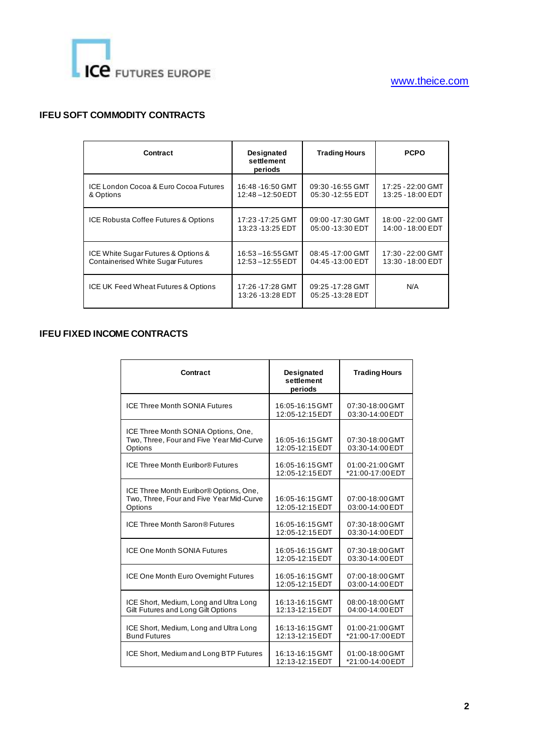www.theice.com

## IFEU SOFT COMMODITY CONTRACTS

| Contract | Designated settlement periods | Trading Hours | PCPO |
|---|---|---|---|
| ICE London Cocoa & Euro Cocoa Futures & Options | 16:48 -16:50 GMT<br>12:48 –12:50 EDT | 09:30 -16:55 GMT<br>05:30 -12:55 EDT | 17:25 - 22:00 GMT<br>13:25 - 18:00 EDT |
| ICE Robusta Coffee Futures & Options | 17:23 -17:25 GMT<br>13:23 -13:25 EDT | 09:00 -17:30 GMT<br>05:00 -13:30 EDT | 18:00 - 22:00 GMT<br>14:00 - 18:00 EDT |
| ICE White Sugar Futures & Options & Containerised White Sugar Futures | 16:53 –16:55 GMT<br>12:53 –12:55 EDT | 08:45 -17:00 GMT<br>04:45 -13:00 EDT | 17:30 - 22:00 GMT<br>13:30 - 18:00 EDT |
| ICE UK Feed Wheat Futures & Options | 17:26 -17:28 GMT<br>13:26 -13:28 EDT | 09:25 -17:28 GMT<br>05:25 -13:28 EDT | N/A |

## IFEU FIXED INCOME CONTRACTS

| Contract | Designated settlement periods | Trading Hours |
|---|---|---|
| ICE Three Month SONIA Futures | 16:05-16:15 GMT<br>12:05-12:15 EDT | 07:30-18:00 GMT<br>03:30-14:00 EDT |
| ICE Three Month SONIA Options, One, Two, Three, Four and Five Year Mid-Curve Options | 16:05-16:15 GMT<br>12:05-12:15 EDT | 07:30-18:00 GMT<br>03:30-14:00 EDT |
| ICE Three Month Euribor® Futures | 16:05-16:15 GMT<br>12:05-12:15 EDT | 01:00-21:00 GMT<br>*21:00-17:00 EDT |
| ICE Three Month Euribor® Options, One, Two, Three, Four and Five Year Mid-Curve Options | 16:05-16:15 GMT<br>12:05-12:15 EDT | 07:00-18:00 GMT<br>03:00-14:00 EDT |
| ICE Three Month Saron® Futures | 16:05-16:15 GMT<br>12:05-12:15 EDT | 07:30-18:00 GMT<br>03:30-14:00 EDT |
| ICE One Month SONIA Futures | 16:05-16:15 GMT<br>12:05-12:15 EDT | 07:30-18:00 GMT<br>03:30-14:00 EDT |
| ICE One Month Euro Overnight Futures | 16:05-16:15 GMT<br>12:05-12:15 EDT | 07:00-18:00 GMT<br>03:00-14:00 EDT |
| ICE Short, Medium, Long and Ultra Long Gilt Futures and Long Gilt Options | 16:13-16:15 GMT<br>12:13-12:15 EDT | 08:00-18:00 GMT<br>04:00-14:00 EDT |
| ICE Short, Medium, Long and Ultra Long Bund Futures | 16:13-16:15 GMT<br>12:13-12:15 EDT | 01:00-21:00 GMT<br>*21:00-17:00 EDT |
| ICE Short, Medium and Long BTP Futures | 16:13-16:15 GMT<br>12:13-12:15 EDT | 01:00-18:00 GMT<br>*21:00-14:00 EDT |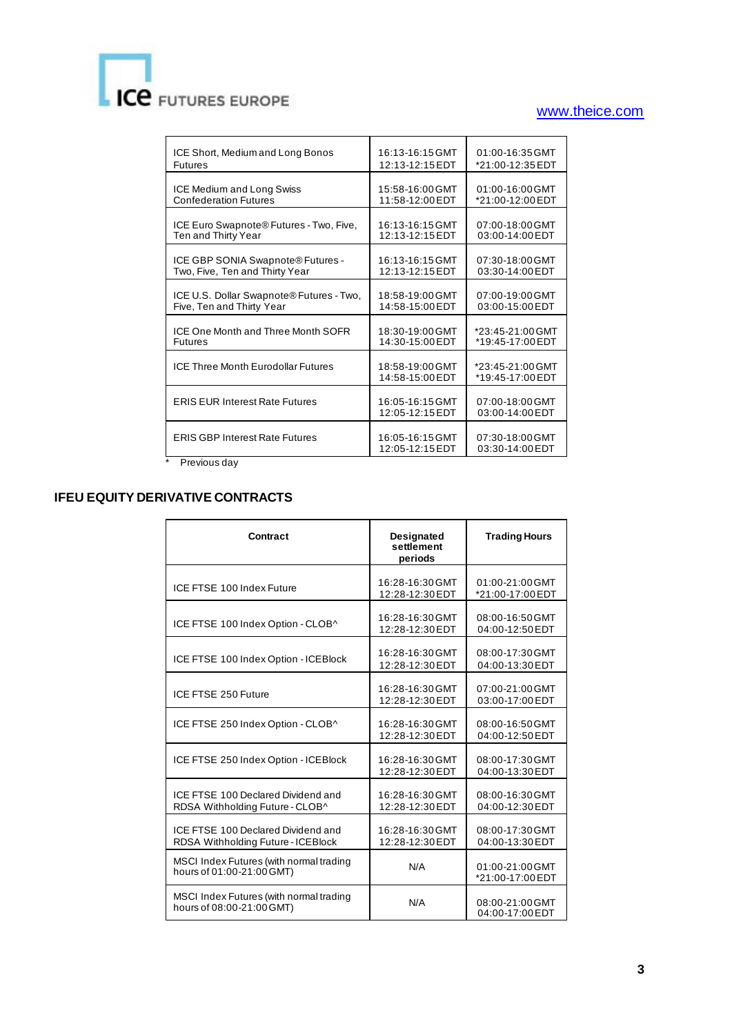| | | |
|---|---|---|
| ICE Short, Medium and Long Bonos Futures | 16:13-16:15 GMT 12:13-12:15 EDT | 01:00-16:35 GMT *21:00-12:35 EDT |
| ICE Medium and Long Swiss Confederation Futures | 15:58-16:00 GMT 11:58-12:00 EDT | 01:00-16:00 GMT *21:00-12:00 EDT |
| ICE Euro Swapnote® Futures - Two, Five, Ten and Thirty Year | 16:13-16:15 GMT 12:13-12:15 EDT | 07:00-18:00 GMT 03:00-14:00 EDT |
| ICE GBP SONIA Swapnote® Futures - Two, Five, Ten and Thirty Year | 16:13-16:15 GMT 12:13-12:15 EDT | 07:30-18:00 GMT 03:30-14:00 EDT |
| ICE U.S. Dollar Swapnote® Futures - Two, Five, Ten and Thirty Year | 18:58-19:00 GMT 14:58-15:00 EDT | 07:00-19:00 GMT 03:00-15:00 EDT |
| ICE One Month and Three Month SOFR Futures | 18:30-19:00 GMT 14:30-15:00 EDT | *23:45-21:00 GMT *19:45-17:00 EDT |
| ICE Three Month Eurodollar Futures | 18:58-19:00 GMT 14:58-15:00 EDT | *23:45-21:00 GMT *19:45-17:00 EDT |
| ERIS EUR Interest Rate Futures | 16:05-16:15 GMT 12:05-12:15 EDT | 07:00-18:00 GMT 03:00-14:00 EDT |
| ERIS GBP Interest Rate Futures | 16:05-16:15 GMT 12:05-12:15 EDT | 07:30-18:00 GMT 03:30-14:00 EDT |

\* Previous day

## IFEU EQUITY DERIVATIVE CONTRACTS

| Contract | Designated settlement periods | Trading Hours |
|---|---|---|
| ICE FTSE 100 Index Future | 16:28-16:30 GMT 12:28-12:30 EDT | 01:00-21:00 GMT *21:00-17:00 EDT |
| ICE FTSE 100 Index Option - CLOB^ | 16:28-16:30 GMT 12:28-12:30 EDT | 08:00-16:50 GMT 04:00-12:50 EDT |
| ICE FTSE 100 Index Option - ICEBlock | 16:28-16:30 GMT 12:28-12:30 EDT | 08:00-17:30 GMT 04:00-13:30 EDT |
| ICE FTSE 250 Future | 16:28-16:30 GMT 12:28-12:30 EDT | 07:00-21:00 GMT 03:00-17:00 EDT |
| ICE FTSE 250 Index Option - CLOB^ | 16:28-16:30 GMT 12:28-12:30 EDT | 08:00-16:50 GMT 04:00-12:50 EDT |
| ICE FTSE 250 Index Option - ICEBlock | 16:28-16:30 GMT 12:28-12:30 EDT | 08:00-17:30 GMT 04:00-13:30 EDT |
| ICE FTSE 100 Declared Dividend and RDSA Withholding Future - CLOB^ | 16:28-16:30 GMT 12:28-12:30 EDT | 08:00-16:30 GMT 04:00-12:30 EDT |
| ICE FTSE 100 Declared Dividend and RDSA Withholding Future - ICEBlock | 16:28-16:30 GMT 12:28-12:30 EDT | 08:00-17:30 GMT 04:00-13:30 EDT |
| MSCI Index Futures (with normal trading hours of 01:00-21:00 GMT) | N/A | 01:00-21:00 GMT *21:00-17:00 EDT |
| MSCI Index Futures (with normal trading hours of 08:00-21:00 GMT) | N/A | 08:00-21:00 GMT 04:00-17:00 EDT |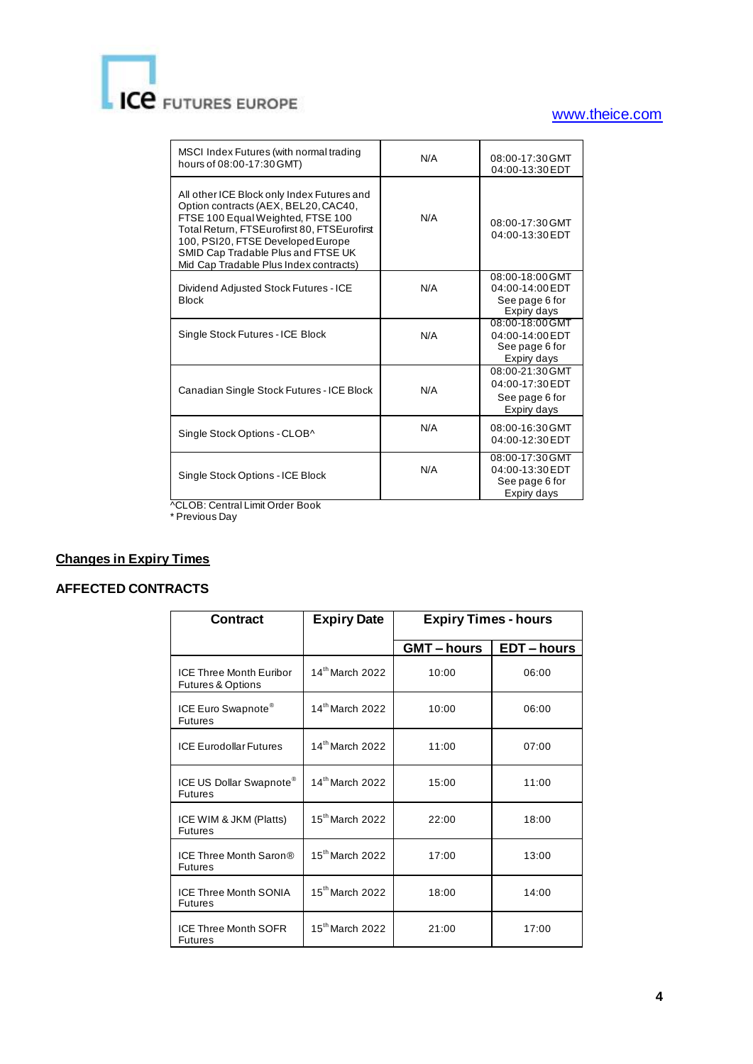| MSCI Index Futures (with normal trading hours of 08:00-17:30 GMT) | N/A | 08:00-17:30 GMT 04:00-13:30 EDT |
|---|---|---|
| All other ICE Block only Index Futures and Option contracts (AEX, BEL20, CAC40, FTSE 100 Equal Weighted, FTSE 100 Total Return, FTSEurofirst 80, FTSEurofirst 100, PSI20, FTSE Developed Europe SMID Cap Tradable Plus and FTSE UK Mid Cap Tradable Plus Index contracts) | N/A | 08:00-17:30 GMT 04:00-13:30 EDT |
| Dividend Adjusted Stock Futures - ICE Block | N/A | 08:00-18:00 GMT 04:00-14:00 EDT See page 6 for Expiry days |
| Single Stock Futures - ICE Block | N/A | 08:00-18:00 GMT 04:00-14:00 EDT See page 6 for Expiry days |
| Canadian Single Stock Futures - ICE Block | N/A | 08:00-21:30 GMT 04:00-17:30 EDT See page 6 for Expiry days |
| Single Stock Options - CLOB^ | N/A | 08:00-16:30 GMT 04:00-12:30 EDT |
| Single Stock Options - ICE Block | N/A | 08:00-17:30 GMT 04:00-13:30 EDT See page 6 for Expiry days |

^CLOB: Central Limit Order Book
* Previous Day

## Changes in Expiry Times

### AFFECTED CONTRACTS

| Contract | Expiry Date | Expiry Times - hours | |
|---|---|---|---|
| | | GMT – hours | EDT – hours |
| ICE Three Month Euribor Futures & Options | 14th March 2022 | 10:00 | 06:00 |
| ICE Euro Swapnote® Futures | 14th March 2022 | 10:00 | 06:00 |
| ICE Eurodollar Futures | 14th March 2022 | 11:00 | 07:00 |
| ICE US Dollar Swapnote® Futures | 14th March 2022 | 15:00 | 11:00 |
| ICE WIM & JKM (Platts) Futures | 15th March 2022 | 22:00 | 18:00 |
| ICE Three Month Saron® Futures | 15th March 2022 | 17:00 | 13:00 |
| ICE Three Month SONIA Futures | 15th March 2022 | 18:00 | 14:00 |
| ICE Three Month SOFR Futures | 15th March 2022 | 21:00 | 17:00 |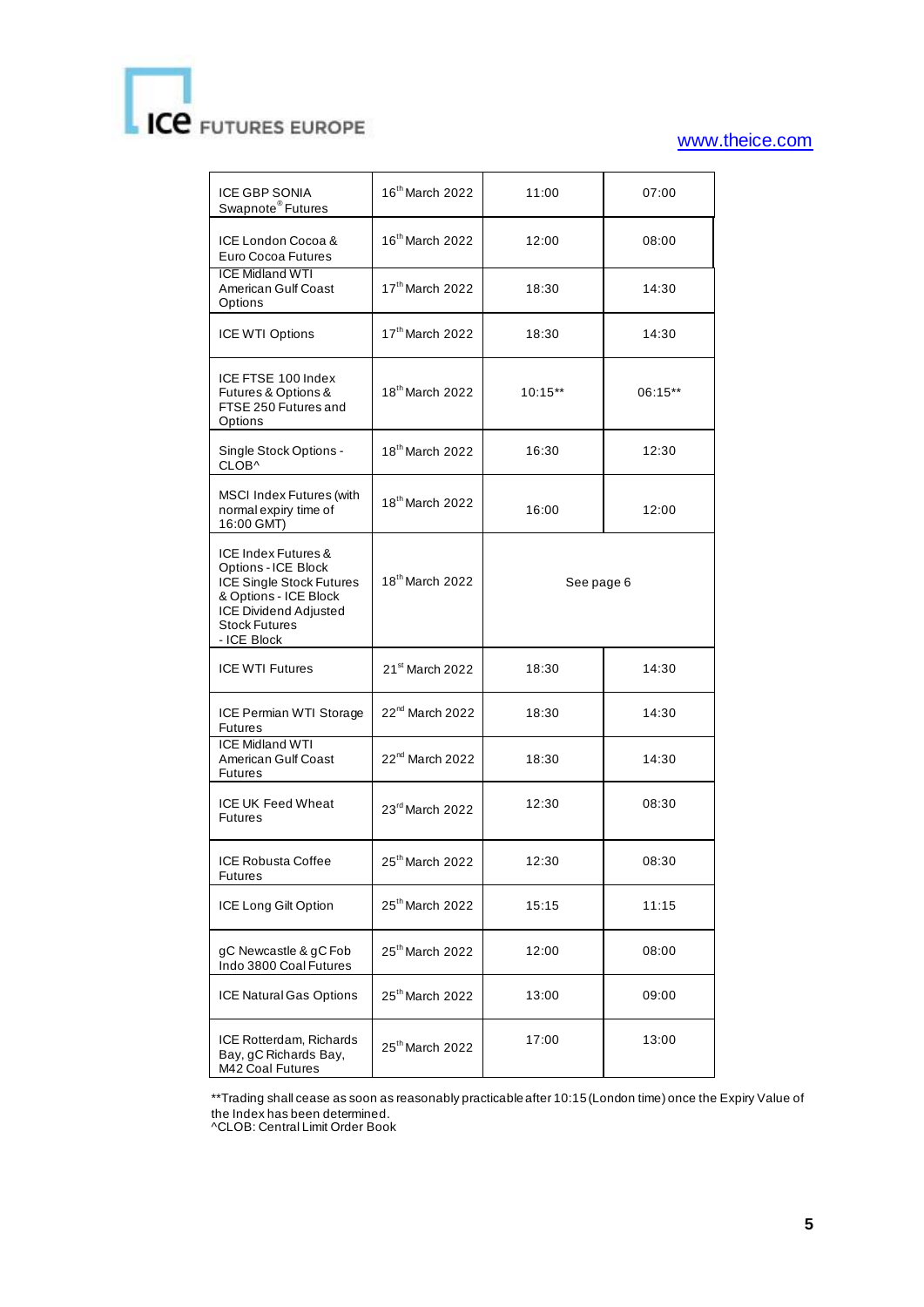| ICE GBP SONIA Swapnote® Futures | 16th March 2022 | 11:00 | 07:00 |
|---|---|---|---|
| ICE London Cocoa & Euro Cocoa Futures | 16th March 2022 | 12:00 | 08:00 |
| ICE Midland WTI American Gulf Coast Options | 17th March 2022 | 18:30 | 14:30 |
| ICE WTI Options | 17th March 2022 | 18:30 | 14:30 |
| ICE FTSE 100 Index Futures & Options & FTSE 250 Futures and Options | 18th March 2022 | 10:15** | 06:15** |
| Single Stock Options - CLOB^ | 18th March 2022 | 16:30 | 12:30 |
| MSCI Index Futures (with normal expiry time of 16:00 GMT) | 18th March 2022 | 16:00 | 12:00 |
| ICE Index Futures & Options - ICE Block ICE Single Stock Futures & Options - ICE Block ICE Dividend Adjusted Stock Futures - ICE Block | 18th March 2022 | See page 6 | |
| ICE WTI Futures | 21st March 2022 | 18:30 | 14:30 |
| ICE Permian WTI Storage Futures | 22nd March 2022 | 18:30 | 14:30 |
| ICE Midland WTI American Gulf Coast Futures | 22nd March 2022 | 18:30 | 14:30 |
| ICE UK Feed Wheat Futures | 23rd March 2022 | 12:30 | 08:30 |
| ICE Robusta Coffee Futures | 25th March 2022 | 12:30 | 08:30 |
| ICE Long Gilt Option | 25th March 2022 | 15:15 | 11:15 |
| gC Newcastle & gC Fob Indo 3800 Coal Futures | 25th March 2022 | 12:00 | 08:00 |
| ICE Natural Gas Options | 25th March 2022 | 13:00 | 09:00 |
| ICE Rotterdam, Richards Bay, gC Richards Bay, M42 Coal Futures | 25th March 2022 | 17:00 | 13:00 |

**Trading shall cease as soon as reasonably practicable after 10:15 (London time) once the Expiry Value of the Index has been determined.
^CLOB: Central Limit Order Book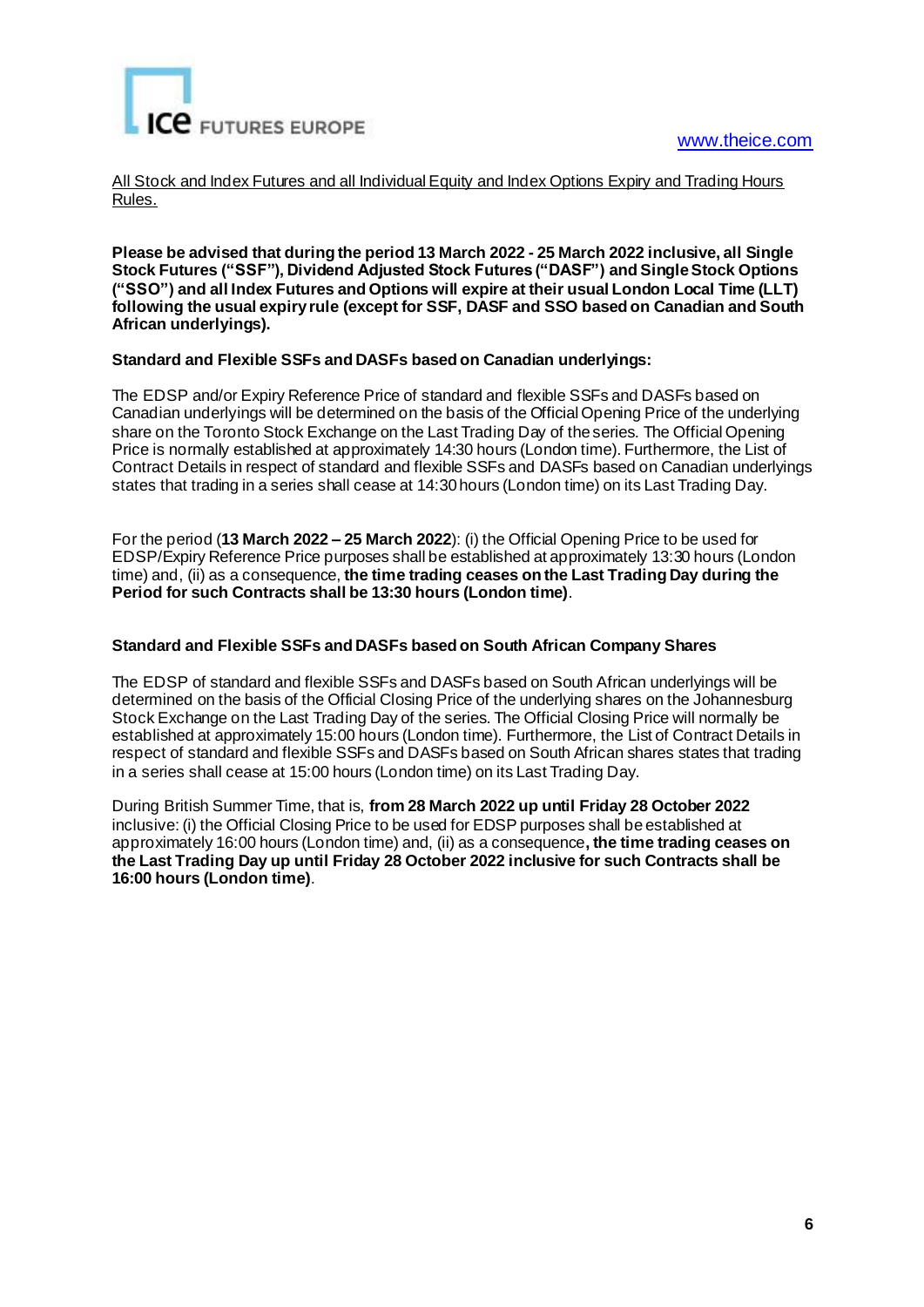All Stock and Index Futures and all Individual Equity and Index Options Expiry and Trading Hours Rules.

**Please be advised that during the period 13 March 2022 - 25 March 2022 inclusive, all Single Stock Futures ("SSF"), Dividend Adjusted Stock Futures ("DASF") and Single Stock Options ("SSO") and all Index Futures and Options will expire at their usual London Local Time (LLT) following the usual expiry rule (except for SSF, DASF and SSO based on Canadian and South African underlyings).**

**Standard and Flexible SSFs and DASFs based on Canadian underlyings:**

The EDSP and/or Expiry Reference Price of standard and flexible SSFs and DASFs based on Canadian underlyings will be determined on the basis of the Official Opening Price of the underlying share on the Toronto Stock Exchange on the Last Trading Day of the series. The Official Opening Price is normally established at approximately 14:30 hours (London time). Furthermore, the List of Contract Details in respect of standard and flexible SSFs and DASFs based on Canadian underlyings states that trading in a series shall cease at 14:30 hours (London time) on its Last Trading Day.

For the period (**13 March 2022 – 25 March 2022**): (i) the Official Opening Price to be used for EDSP/Expiry Reference Price purposes shall be established at approximately 13:30 hours (London time) and, (ii) as a consequence, **the time trading ceases on the Last Trading Day during the Period for such Contracts shall be 13:30 hours (London time)**.

**Standard and Flexible SSFs and DASFs based on South African Company Shares**

The EDSP of standard and flexible SSFs and DASFs based on South African underlyings will be determined on the basis of the Official Closing Price of the underlying shares on the Johannesburg Stock Exchange on the Last Trading Day of the series. The Official Closing Price will normally be established at approximately 15:00 hours (London time). Furthermore, the List of Contract Details in respect of standard and flexible SSFs and DASFs based on South African shares states that trading in a series shall cease at 15:00 hours (London time) on its Last Trading Day.

During British Summer Time, that is, **from 28 March 2022 up until Friday 28 October 2022** inclusive: (i) the Official Closing Price to be used for EDSP purposes shall be established at approximately 16:00 hours (London time) and, (ii) as a consequence**, the time trading ceases on the Last Trading Day up until Friday 28 October 2022 inclusive for such Contracts shall be 16:00 hours (London time)**.